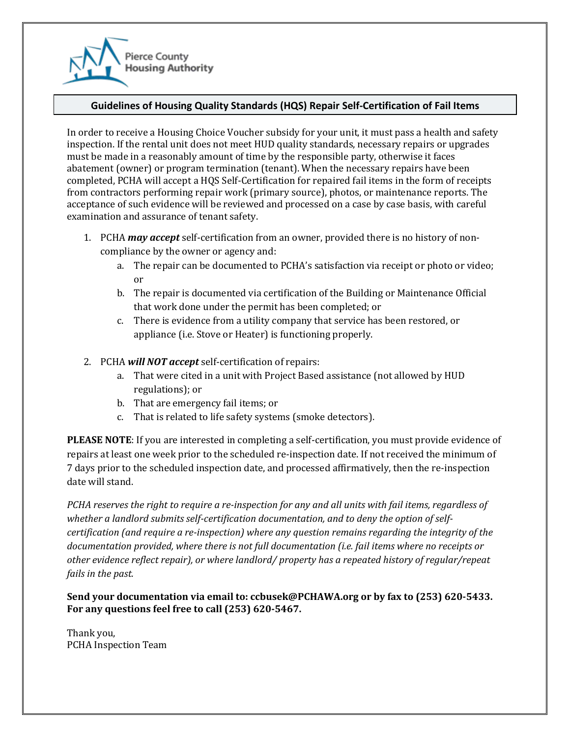Pierce County Housing Authority

## Guidelines of Housing Quality Standards (HQS) Repair Self-Certification of Fail Items

In order to receive a Housing Choice Voucher subsidy for your unit, it must pass a health and safety inspection. If the rental unit does not meet HUD quality standards, necessary repairs or upgrades must be made in a reasonably amount of time by the responsible party, otherwise it faces abatement (owner) or program termination (tenant). When the necessary repairs have been completed, PCHA will accept a HQS Self-Certification for repaired fail items in the form of receipts from contractors performing repair work (primary source), photos, or maintenance reports. The acceptance of such evidence will be reviewed and processed on a case by case basis, with careful examination and assurance of tenant safety.

1. PCHA ***may accept*** self-certification from an owner, provided there is no history of non-compliance by the owner or agency and:
   a. The repair can be documented to PCHA's satisfaction via receipt or photo or video; or
   b. The repair is documented via certification of the Building or Maintenance Official that work done under the permit has been completed; or
   c. There is evidence from a utility company that service has been restored, or appliance (i.e. Stove or Heater) is functioning properly.

2. PCHA ***will NOT accept*** self-certification of repairs:
   a. That were cited in a unit with Project Based assistance (not allowed by HUD regulations); or
   b. That are emergency fail items; or
   c. That is related to life safety systems (smoke detectors).

**PLEASE NOTE**: If you are interested in completing a self-certification, you must provide evidence of repairs at least one week prior to the scheduled re-inspection date. If not received the minimum of 7 days prior to the scheduled inspection date, and processed affirmatively, then the re-inspection date will stand.

*PCHA reserves the right to require a re-inspection for any and all units with fail items, regardless of whether a landlord submits self-certification documentation, and to deny the option of self-certification (and require a re-inspection) where any question remains regarding the integrity of the documentation provided, where there is not full documentation (i.e. fail items where no receipts or other evidence reflect repair), or where landlord/ property has a repeated history of regular/repeat fails in the past.*

**Send your documentation via email to: ccbusek@PCHAWA.org or by fax to (253) 620-5433. For any questions feel free to call (253) 620-5467.**

Thank you,
PCHA Inspection Team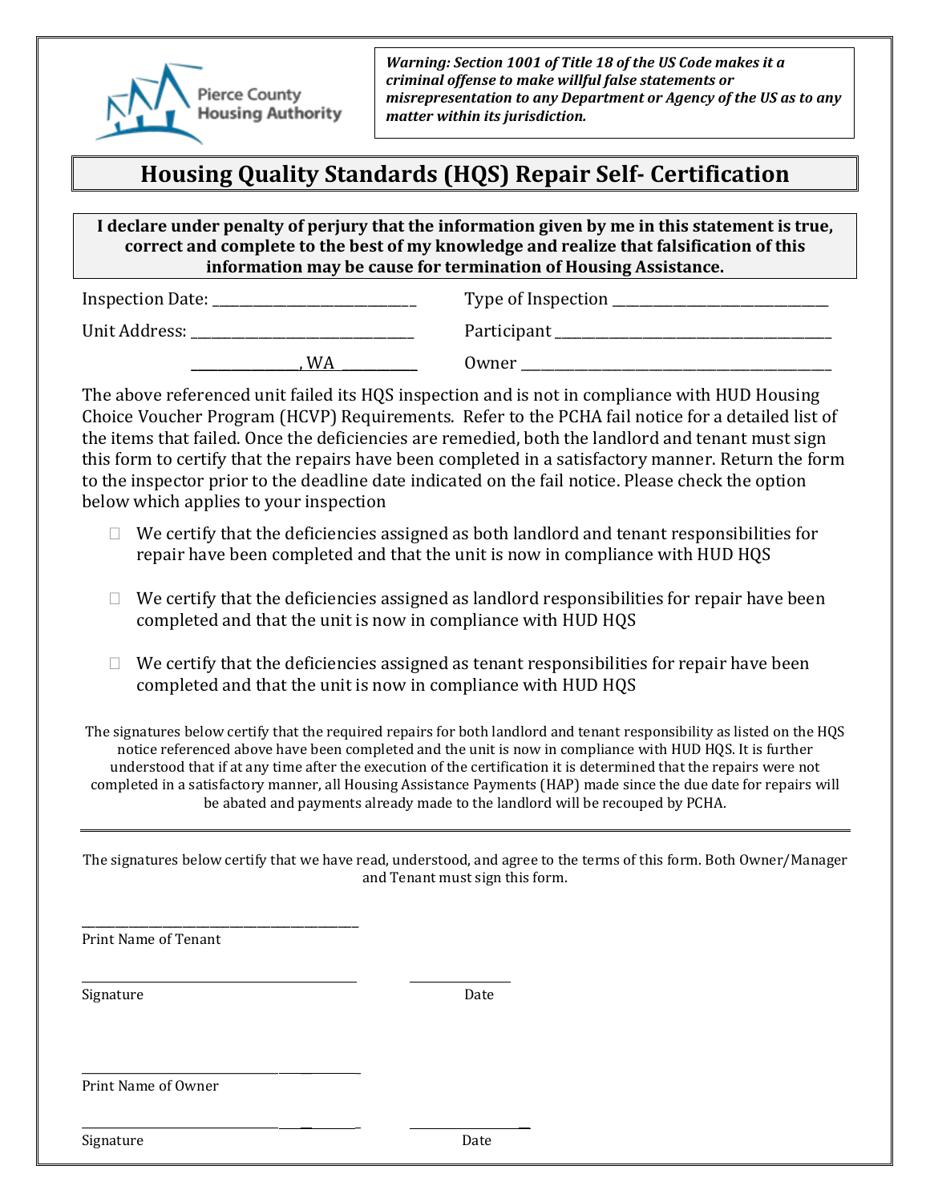Pierce County Housing Authority

***Warning: Section 1001 of Title 18 of the US Code makes it a criminal offense to make willful false statements or misrepresentation to any Department or Agency of the US as to any matter within its jurisdiction.***

# Housing Quality Standards (HQS) Repair Self- Certification

**I declare under penalty of perjury that the information given by me in this statement is true, correct and complete to the best of my knowledge and realize that falsification of this information may be cause for termination of Housing Assistance.**

Inspection Date: ____________________________ Type of Inspection ______________________________

Unit Address: ______________________________ Participant ______________________________________

_______________, WA ___________ Owner ___________________________________________

The above referenced unit failed its HQS inspection and is not in compliance with HUD Housing Choice Voucher Program (HCVP) Requirements. Refer to the PCHA fail notice for a detailed list of the items that failed. Once the deficiencies are remedied, both the landlord and tenant must sign this form to certify that the repairs have been completed in a satisfactory manner. Return the form to the inspector prior to the deadline date indicated on the fail notice. Please check the option below which applies to your inspection

- ☐ We certify that the deficiencies assigned as both landlord and tenant responsibilities for repair have been completed and that the unit is now in compliance with HUD HQS
- ☐ We certify that the deficiencies assigned as landlord responsibilities for repair have been completed and that the unit is now in compliance with HUD HQS
- ☐ We certify that the deficiencies assigned as tenant responsibilities for repair have been completed and that the unit is now in compliance with HUD HQS

The signatures below certify that the required repairs for both landlord and tenant responsibility as listed on the HQS notice referenced above have been completed and the unit is now in compliance with HUD HQS. It is further understood that if at any time after the execution of the certification it is determined that the repairs were not completed in a satisfactory manner, all Housing Assistance Payments (HAP) made since the due date for repairs will be abated and payments already made to the landlord will be recouped by PCHA.

---

The signatures below certify that we have read, understood, and agree to the terms of this form. Both Owner/Manager and Tenant must sign this form.

__________________________________________
Print Name of Tenant

__________________________________________ _______________
Signature Date

__________________________________________
Print Name of Owner

__________________________________________ _______________
Signature Date